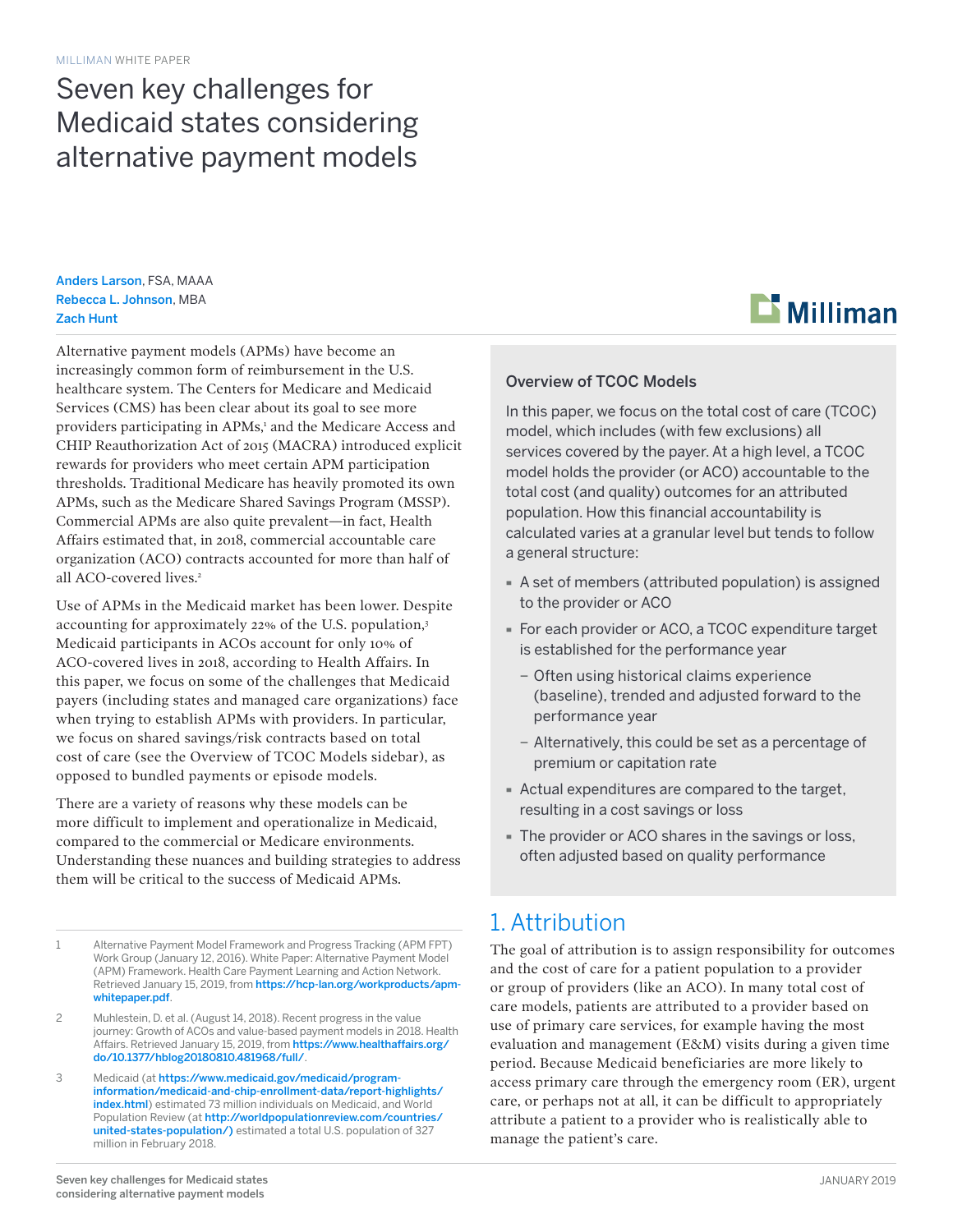MILLIMAN WHITE PAPER

# Seven key challenges for Medicaid states considering alternative payment models

Anders Larson, FSA, MAAA
Rebecca L. Johnson, MBA
Zach Hunt

Alternative payment models (APMs) have become an increasingly common form of reimbursement in the U.S. healthcare system. The Centers for Medicare and Medicaid Services (CMS) has been clear about its goal to see more providers participating in APMs,[1] and the Medicare Access and CHIP Reauthorization Act of 2015 (MACRA) introduced explicit rewards for providers who meet certain APM participation thresholds. Traditional Medicare has heavily promoted its own APMs, such as the Medicare Shared Savings Program (MSSP). Commercial APMs are also quite prevalent—in fact, Health Affairs estimated that, in 2018, commercial accountable care organization (ACO) contracts accounted for more than half of all ACO-covered lives.[2]

Use of APMs in the Medicaid market has been lower. Despite accounting for approximately 22% of the U.S. population,[3] Medicaid participants in ACOs account for only 10% of ACO-covered lives in 2018, according to Health Affairs. In this paper, we focus on some of the challenges that Medicaid payers (including states and managed care organizations) face when trying to establish APMs with providers. In particular, we focus on shared savings/risk contracts based on total cost of care (see the Overview of TCOC Models sidebar), as opposed to bundled payments or episode models.

There are a variety of reasons why these models can be more difficult to implement and operationalize in Medicaid, compared to the commercial or Medicare environments. Understanding these nuances and building strategies to address them will be critical to the success of Medicaid APMs.

1 Alternative Payment Model Framework and Progress Tracking (APM FPT) Work Group (January 12, 2016). White Paper: Alternative Payment Model (APM) Framework. Health Care Payment Learning and Action Network. Retrieved January 15, 2019, from https://hcp-lan.org/workproducts/apm-whitepaper.pdf.

2 Muhlestein, D. et al. (August 14, 2018). Recent progress in the value journey: Growth of ACOs and value-based payment models in 2018. Health Affairs. Retrieved January 15, 2019, from https://www.healthaffairs.org/do/10.1377/hblog20180810.481968/full/.

3 Medicaid (at https://www.medicaid.gov/medicaid/program-information/medicaid-and-chip-enrollment-data/report-highlights/index.html) estimated 73 million individuals on Medicaid, and World Population Review (at http://worldpopulationreview.com/countries/united-states-population/) estimated a total U.S. population of 327 million in February 2018.

### Overview of TCOC Models

In this paper, we focus on the total cost of care (TCOC) model, which includes (with few exclusions) all services covered by the payer. At a high level, a TCOC model holds the provider (or ACO) accountable to the total cost (and quality) outcomes for an attributed population. How this financial accountability is calculated varies at a granular level but tends to follow a general structure:

- A set of members (attributed population) is assigned to the provider or ACO
- For each provider or ACO, a TCOC expenditure target is established for the performance year
  - Often using historical claims experience (baseline), trended and adjusted forward to the performance year
  - Alternatively, this could be set as a percentage of premium or capitation rate
- Actual expenditures are compared to the target, resulting in a cost savings or loss
- The provider or ACO shares in the savings or loss, often adjusted based on quality performance

## 1. Attribution

The goal of attribution is to assign responsibility for outcomes and the cost of care for a patient population to a provider or group of providers (like an ACO). In many total cost of care models, patients are attributed to a provider based on use of primary care services, for example having the most evaluation and management (E&M) visits during a given time period. Because Medicaid beneficiaries are more likely to access primary care through the emergency room (ER), urgent care, or perhaps not at all, it can be difficult to appropriately attribute a patient to a provider who is realistically able to manage the patient's care.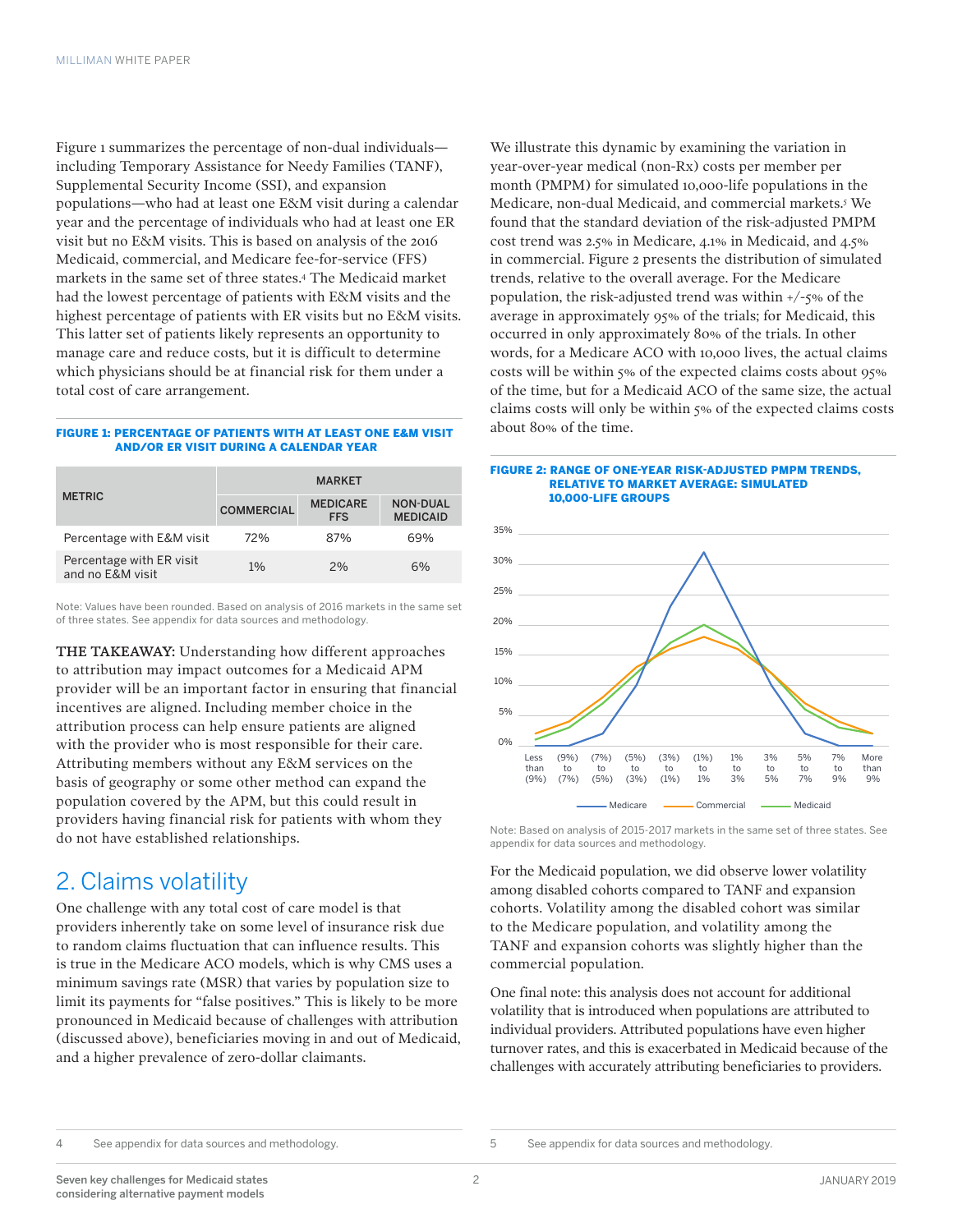Figure 1 summarizes the percentage of non-dual individuals—including Temporary Assistance for Needy Families (TANF), Supplemental Security Income (SSI), and expansion populations—who had at least one E&M visit during a calendar year and the percentage of individuals who had at least one ER visit but no E&M visits. This is based on analysis of the 2016 Medicaid, commercial, and Medicare fee-for-service (FFS) markets in the same set of three states.[4] The Medicaid market had the lowest percentage of patients with E&M visits and the highest percentage of patients with ER visits but no E&M visits. This latter set of patients likely represents an opportunity to manage care and reduce costs, but it is difficult to determine which physicians should be at financial risk for them under a total cost of care arrangement.

**FIGURE 1: PERCENTAGE OF PATIENTS WITH AT LEAST ONE E&M VISIT AND/OR ER VISIT DURING A CALENDAR YEAR**

| METRIC | MARKET | | |
|---|---|---|---|
| | COMMERCIAL | MEDICARE FFS | NON-DUAL MEDICAID |
| Percentage with E&M visit | 72% | 87% | 69% |
| Percentage with ER visit and no E&M visit | 1% | 2% | 6% |

Note: Values have been rounded. Based on analysis of 2016 markets in the same set of three states. See appendix for data sources and methodology.

**THE TAKEAWAY:** Understanding how different approaches to attribution may impact outcomes for a Medicaid APM provider will be an important factor in ensuring that financial incentives are aligned. Including member choice in the attribution process can help ensure patients are aligned with the provider who is most responsible for their care. Attributing members without any E&M services on the basis of geography or some other method can expand the population covered by the APM, but this could result in providers having financial risk for patients with whom they do not have established relationships.

## 2. Claims volatility

One challenge with any total cost of care model is that providers inherently take on some level of insurance risk due to random claims fluctuation that can influence results. This is true in the Medicare ACO models, which is why CMS uses a minimum savings rate (MSR) that varies by population size to limit its payments for "false positives." This is likely to be more pronounced in Medicaid because of challenges with attribution (discussed above), beneficiaries moving in and out of Medicaid, and a higher prevalence of zero-dollar claimants.

We illustrate this dynamic by examining the variation in year-over-year medical (non-Rx) costs per member per month (PMPM) for simulated 10,000-life populations in the Medicare, non-dual Medicaid, and commercial markets.[5] We found that the standard deviation of the risk-adjusted PMPM cost trend was 2.5% in Medicare, 4.1% in Medicaid, and 4.5% in commercial. Figure 2 presents the distribution of simulated trends, relative to the overall average. For the Medicare population, the risk-adjusted trend was within +/-5% of the average in approximately 95% of the trials; for Medicaid, this occurred in only approximately 80% of the trials. In other words, for a Medicare ACO with 10,000 lives, the actual claims costs will be within 5% of the expected claims costs about 95% of the time, but for a Medicaid ACO of the same size, the actual claims costs will only be within 5% of the expected claims costs about 80% of the time.

**FIGURE 2: RANGE OF ONE-YEAR RISK-ADJUSTED PMPM TRENDS, RELATIVE TO MARKET AVERAGE: SIMULATED 10,000-LIFE GROUPS**

Note: Based on analysis of 2015-2017 markets in the same set of three states. See appendix for data sources and methodology.

For the Medicaid population, we did observe lower volatility among disabled cohorts compared to TANF and expansion cohorts. Volatility among the disabled cohort was similar to the Medicare population, and volatility among the TANF and expansion cohorts was slightly higher than the commercial population.

One final note: this analysis does not account for additional volatility that is introduced when populations are attributed to individual providers. Attributed populations have even higher turnover rates, and this is exacerbated in Medicaid because of the challenges with accurately attributing beneficiaries to providers.

4 See appendix for data sources and methodology.

5 See appendix for data sources and methodology.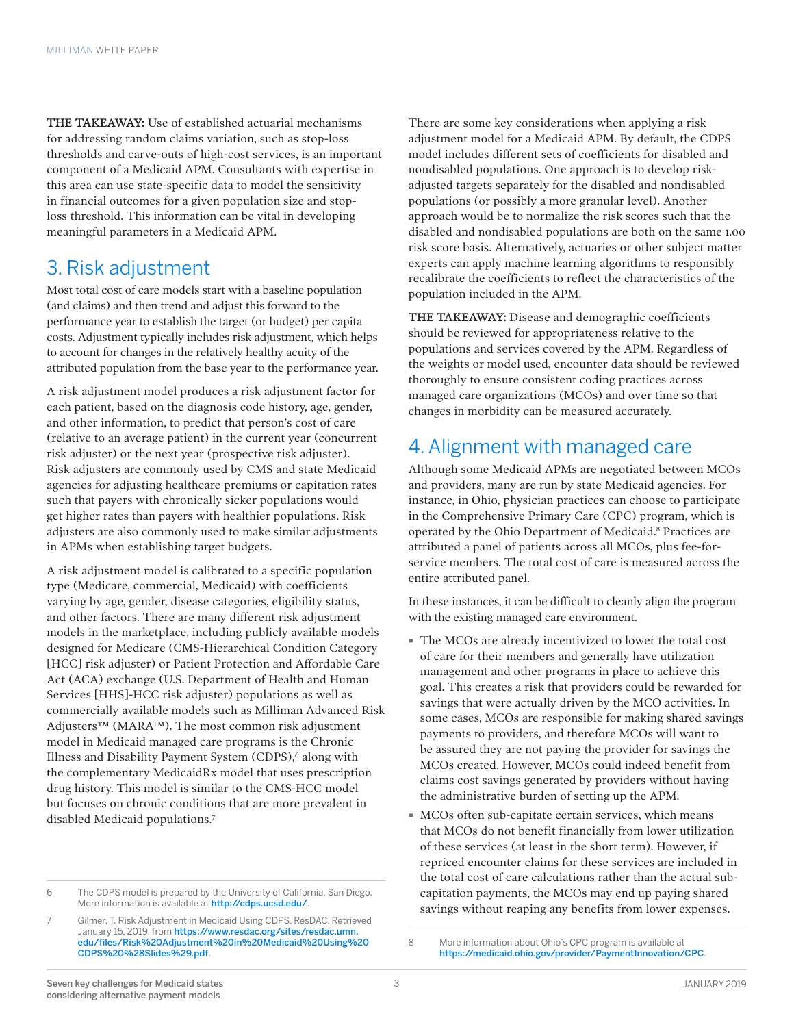**THE TAKEAWAY:** Use of established actuarial mechanisms for addressing random claims variation, such as stop-loss thresholds and carve-outs of high-cost services, is an important component of a Medicaid APM. Consultants with expertise in this area can use state-specific data to model the sensitivity in financial outcomes for a given population size and stop-loss threshold. This information can be vital in developing meaningful parameters in a Medicaid APM.

## 3. Risk adjustment

Most total cost of care models start with a baseline population (and claims) and then trend and adjust this forward to the performance year to establish the target (or budget) per capita costs. Adjustment typically includes risk adjustment, which helps to account for changes in the relatively healthy acuity of the attributed population from the base year to the performance year.

A risk adjustment model produces a risk adjustment factor for each patient, based on the diagnosis code history, age, gender, and other information, to predict that person's cost of care (relative to an average patient) in the current year (concurrent risk adjuster) or the next year (prospective risk adjuster). Risk adjusters are commonly used by CMS and state Medicaid agencies for adjusting healthcare premiums or capitation rates such that payers with chronically sicker populations would get higher rates than payers with healthier populations. Risk adjusters are also commonly used to make similar adjustments in APMs when establishing target budgets.

A risk adjustment model is calibrated to a specific population type (Medicare, commercial, Medicaid) with coefficients varying by age, gender, disease categories, eligibility status, and other factors. There are many different risk adjustment models in the marketplace, including publicly available models designed for Medicare (CMS-Hierarchical Condition Category [HCC] risk adjuster) or Patient Protection and Affordable Care Act (ACA) exchange (U.S. Department of Health and Human Services [HHS]-HCC risk adjuster) populations as well as commercially available models such as Milliman Advanced Risk Adjusters™ (MARA™). The most common risk adjustment model in Medicaid managed care programs is the Chronic Illness and Disability Payment System (CDPS),[6] along with the complementary MedicaidRx model that uses prescription drug history. This model is similar to the CMS-HCC model but focuses on chronic conditions that are more prevalent in disabled Medicaid populations.[7]

There are some key considerations when applying a risk adjustment model for a Medicaid APM. By default, the CDPS model includes different sets of coefficients for disabled and nondisabled populations. One approach is to develop risk-adjusted targets separately for the disabled and nondisabled populations (or possibly a more granular level). Another approach would be to normalize the risk scores such that the disabled and nondisabled populations are both on the same 1.00 risk score basis. Alternatively, actuaries or other subject matter experts can apply machine learning algorithms to responsibly recalibrate the coefficients to reflect the characteristics of the population included in the APM.

**THE TAKEAWAY:** Disease and demographic coefficients should be reviewed for appropriateness relative to the populations and services covered by the APM. Regardless of the weights or model used, encounter data should be reviewed thoroughly to ensure consistent coding practices across managed care organizations (MCOs) and over time so that changes in morbidity can be measured accurately.

## 4. Alignment with managed care

Although some Medicaid APMs are negotiated between MCOs and providers, many are run by state Medicaid agencies. For instance, in Ohio, physician practices can choose to participate in the Comprehensive Primary Care (CPC) program, which is operated by the Ohio Department of Medicaid.[8] Practices are attributed a panel of patients across all MCOs, plus fee-for-service members. The total cost of care is measured across the entire attributed panel.

In these instances, it can be difficult to cleanly align the program with the existing managed care environment.

- The MCOs are already incentivized to lower the total cost of care for their members and generally have utilization management and other programs in place to achieve this goal. This creates a risk that providers could be rewarded for savings that were actually driven by the MCO activities. In some cases, MCOs are responsible for making shared savings payments to providers, and therefore MCOs will want to be assured they are not paying the provider for savings the MCOs created. However, MCOs could indeed benefit from claims cost savings generated by providers without having the administrative burden of setting up the APM.
- MCOs often sub-capitate certain services, which means that MCOs do not benefit financially from lower utilization of these services (at least in the short term). However, if repriced encounter claims for these services are included in the total cost of care calculations rather than the actual sub-capitation payments, the MCOs may end up paying shared savings without reaping any benefits from lower expenses.

---

6 The CDPS model is prepared by the University of California, San Diego. More information is available at http://cdps.ucsd.edu/.

7 Gilmer, T. Risk Adjustment in Medicaid Using CDPS. ResDAC. Retrieved January 15, 2019, from https://www.resdac.org/sites/resdac.umn.edu/files/Risk%20Adjustment%20in%20Medicaid%20Using%20CDPS%20%28Slides%29.pdf.

8 More information about Ohio's CPC program is available at https://medicaid.ohio.gov/provider/PaymentInnovation/CPC.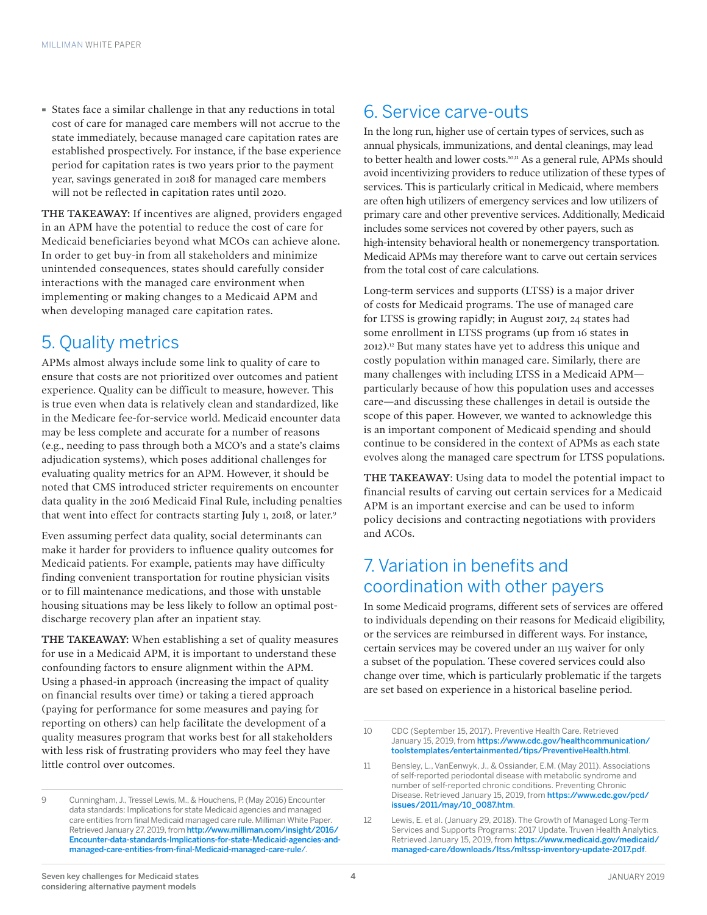- States face a similar challenge in that any reductions in total cost of care for managed care members will not accrue to the state immediately, because managed care capitation rates are established prospectively. For instance, if the base experience period for capitation rates is two years prior to the payment year, savings generated in 2018 for managed care members will not be reflected in capitation rates until 2020.

**THE TAKEAWAY:** If incentives are aligned, providers engaged in an APM have the potential to reduce the cost of care for Medicaid beneficiaries beyond what MCOs can achieve alone. In order to get buy-in from all stakeholders and minimize unintended consequences, states should carefully consider interactions with the managed care environment when implementing or making changes to a Medicaid APM and when developing managed care capitation rates.

## 5. Quality metrics

APMs almost always include some link to quality of care to ensure that costs are not prioritized over outcomes and patient experience. Quality can be difficult to measure, however. This is true even when data is relatively clean and standardized, like in the Medicare fee-for-service world. Medicaid encounter data may be less complete and accurate for a number of reasons (e.g., needing to pass through both a MCO's and a state's claims adjudication systems), which poses additional challenges for evaluating quality metrics for an APM. However, it should be noted that CMS introduced stricter requirements on encounter data quality in the 2016 Medicaid Final Rule, including penalties that went into effect for contracts starting July 1, 2018, or later.[9]

Even assuming perfect data quality, social determinants can make it harder for providers to influence quality outcomes for Medicaid patients. For example, patients may have difficulty finding convenient transportation for routine physician visits or to fill maintenance medications, and those with unstable housing situations may be less likely to follow an optimal post-discharge recovery plan after an inpatient stay.

**THE TAKEAWAY:** When establishing a set of quality measures for use in a Medicaid APM, it is important to understand these confounding factors to ensure alignment within the APM. Using a phased-in approach (increasing the impact of quality on financial results over time) or taking a tiered approach (paying for performance for some measures and paying for reporting on others) can help facilitate the development of a quality measures program that works best for all stakeholders with less risk of frustrating providers who may feel they have little control over outcomes.

## 6. Service carve-outs

In the long run, higher use of certain types of services, such as annual physicals, immunizations, and dental cleanings, may lead to better health and lower costs.[10,11] As a general rule, APMs should avoid incentivizing providers to reduce utilization of these types of services. This is particularly critical in Medicaid, where members are often high utilizers of emergency services and low utilizers of primary care and other preventive services. Additionally, Medicaid includes some services not covered by other payers, such as high-intensity behavioral health or nonemergency transportation. Medicaid APMs may therefore want to carve out certain services from the total cost of care calculations.

Long-term services and supports (LTSS) is a major driver of costs for Medicaid programs. The use of managed care for LTSS is growing rapidly; in August 2017, 24 states had some enrollment in LTSS programs (up from 16 states in 2012).[12] But many states have yet to address this unique and costly population within managed care. Similarly, there are many challenges with including LTSS in a Medicaid APM—particularly because of how this population uses and accesses care—and discussing these challenges in detail is outside the scope of this paper. However, we wanted to acknowledge this is an important component of Medicaid spending and should continue to be considered in the context of APMs as each state evolves along the managed care spectrum for LTSS populations.

**THE TAKEAWAY**: Using data to model the potential impact to financial results of carving out certain services for a Medicaid APM is an important exercise and can be used to inform policy decisions and contracting negotiations with providers and ACOs.

## 7. Variation in benefits and coordination with other payers

In some Medicaid programs, different sets of services are offered to individuals depending on their reasons for Medicaid eligibility, or the services are reimbursed in different ways. For instance, certain services may be covered under an 1115 waiver for only a subset of the population. These covered services could also change over time, which is particularly problematic if the targets are set based on experience in a historical baseline period.

---

9 Cunningham, J., Tressel Lewis, M., & Houchens, P. (May 2016) Encounter data standards: Implications for state Medicaid agencies and managed care entities from final Medicaid managed care rule. Milliman White Paper. Retrieved January 27, 2019, from **http://www.milliman.com/insight/2016/Encounter-data-standards-Implications-for-state-Medicaid-agencies-and-managed-care-entities-from-final-Medicaid-managed-care-rule/**.

10 CDC (September 15, 2017). Preventive Health Care. Retrieved January 15, 2019, from **https://www.cdc.gov/healthcommunication/toolstemplates/entertainmented/tips/PreventiveHealth.html**.

11 Bensley, L., VanEenwyk, J., & Ossiander, E.M. (May 2011). Associations of self-reported periodontal disease with metabolic syndrome and number of self-reported chronic conditions. Preventing Chronic Disease. Retrieved January 15, 2019, from **https://www.cdc.gov/pcd/issues/2011/may/10_0087.htm**.

12 Lewis, E. et al. (January 29, 2018). The Growth of Managed Long-Term Services and Supports Programs: 2017 Update. Truven Health Analytics. Retrieved January 15, 2019, from **https://www.medicaid.gov/medicaid/managed-care/downloads/ltss/mltssp-inventory-update-2017.pdf**.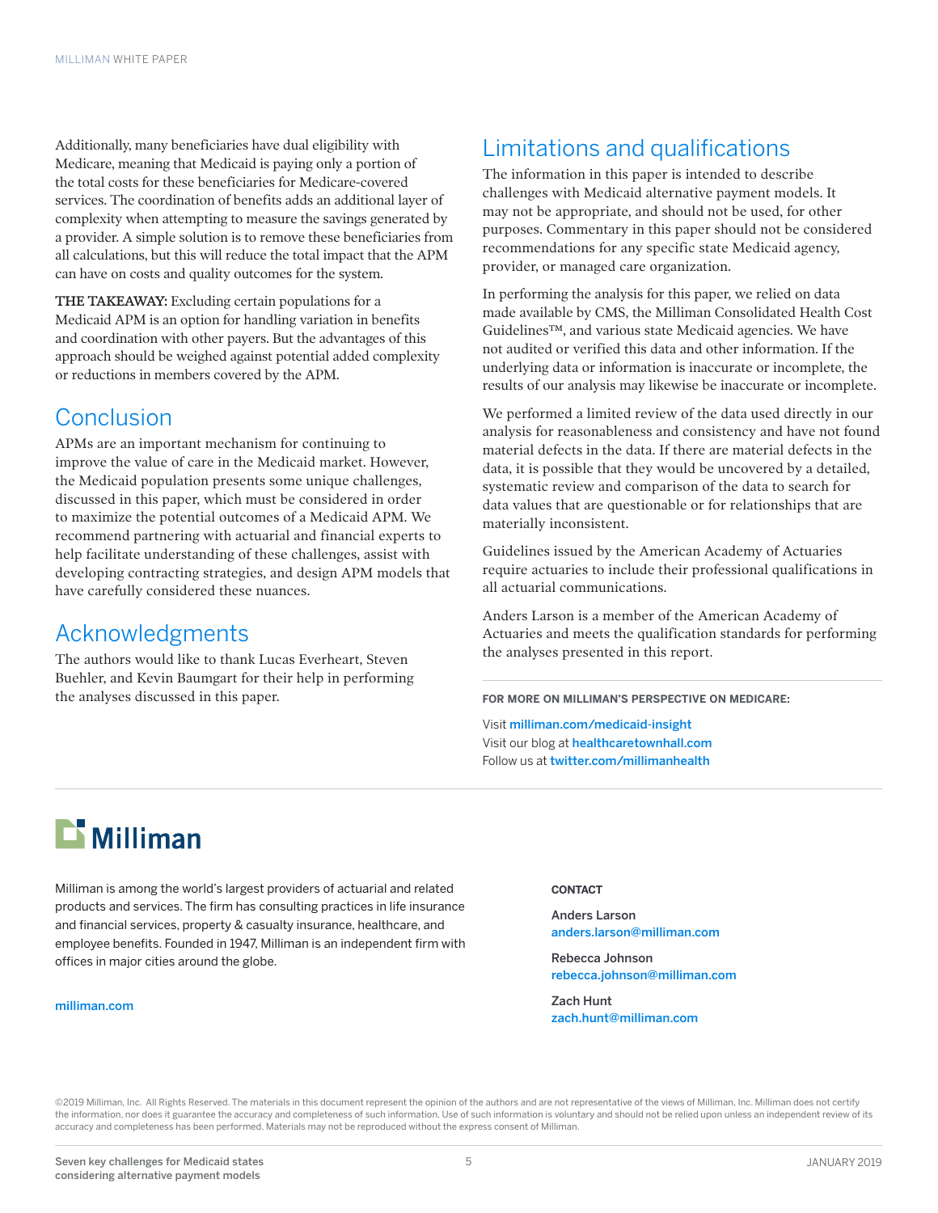Additionally, many beneficiaries have dual eligibility with Medicare, meaning that Medicaid is paying only a portion of the total costs for these beneficiaries for Medicare-covered services. The coordination of benefits adds an additional layer of complexity when attempting to measure the savings generated by a provider. A simple solution is to remove these beneficiaries from all calculations, but this will reduce the total impact that the APM can have on costs and quality outcomes for the system.

**THE TAKEAWAY:** Excluding certain populations for a Medicaid APM is an option for handling variation in benefits and coordination with other payers. But the advantages of this approach should be weighed against potential added complexity or reductions in members covered by the APM.

## Conclusion

APMs are an important mechanism for continuing to improve the value of care in the Medicaid market. However, the Medicaid population presents some unique challenges, discussed in this paper, which must be considered in order to maximize the potential outcomes of a Medicaid APM. We recommend partnering with actuarial and financial experts to help facilitate understanding of these challenges, assist with developing contracting strategies, and design APM models that have carefully considered these nuances.

## Acknowledgments

The authors would like to thank Lucas Everheart, Steven Buehler, and Kevin Baumgart for their help in performing the analyses discussed in this paper.

## Limitations and qualifications

The information in this paper is intended to describe challenges with Medicaid alternative payment models. It may not be appropriate, and should not be used, for other purposes. Commentary in this paper should not be considered recommendations for any specific state Medicaid agency, provider, or managed care organization.

In performing the analysis for this paper, we relied on data made available by CMS, the Milliman Consolidated Health Cost Guidelines™, and various state Medicaid agencies. We have not audited or verified this data and other information. If the underlying data or information is inaccurate or incomplete, the results of our analysis may likewise be inaccurate or incomplete.

We performed a limited review of the data used directly in our analysis for reasonableness and consistency and have not found material defects in the data. If there are material defects in the data, it is possible that they would be uncovered by a detailed, systematic review and comparison of the data to search for data values that are questionable or for relationships that are materially inconsistent.

Guidelines issued by the American Academy of Actuaries require actuaries to include their professional qualifications in all actuarial communications.

Anders Larson is a member of the American Academy of Actuaries and meets the qualification standards for performing the analyses presented in this report.

**FOR MORE ON MILLIMAN'S PERSPECTIVE ON MEDICARE:**

Visit **milliman.com/medicaid-insight**
Visit our blog at **healthcaretownhall.com**
Follow us at **twitter.com/millimanhealth**

**Milliman**

Milliman is among the world's largest providers of actuarial and related products and services. The firm has consulting practices in life insurance and financial services, property & casualty insurance, healthcare, and employee benefits. Founded in 1947, Milliman is an independent firm with offices in major cities around the globe.

milliman.com

**CONTACT**

Anders Larson
anders.larson@milliman.com

Rebecca Johnson
rebecca.johnson@milliman.com

Zach Hunt
zach.hunt@milliman.com

©2019 Milliman, Inc. All Rights Reserved. The materials in this document represent the opinion of the authors and are not representative of the views of Milliman, Inc. Milliman does not certify the information, nor does it guarantee the accuracy and completeness of such information. Use of such information is voluntary and should not be relied upon unless an independent review of its accuracy and completeness has been performed. Materials may not be reproduced without the express consent of Milliman.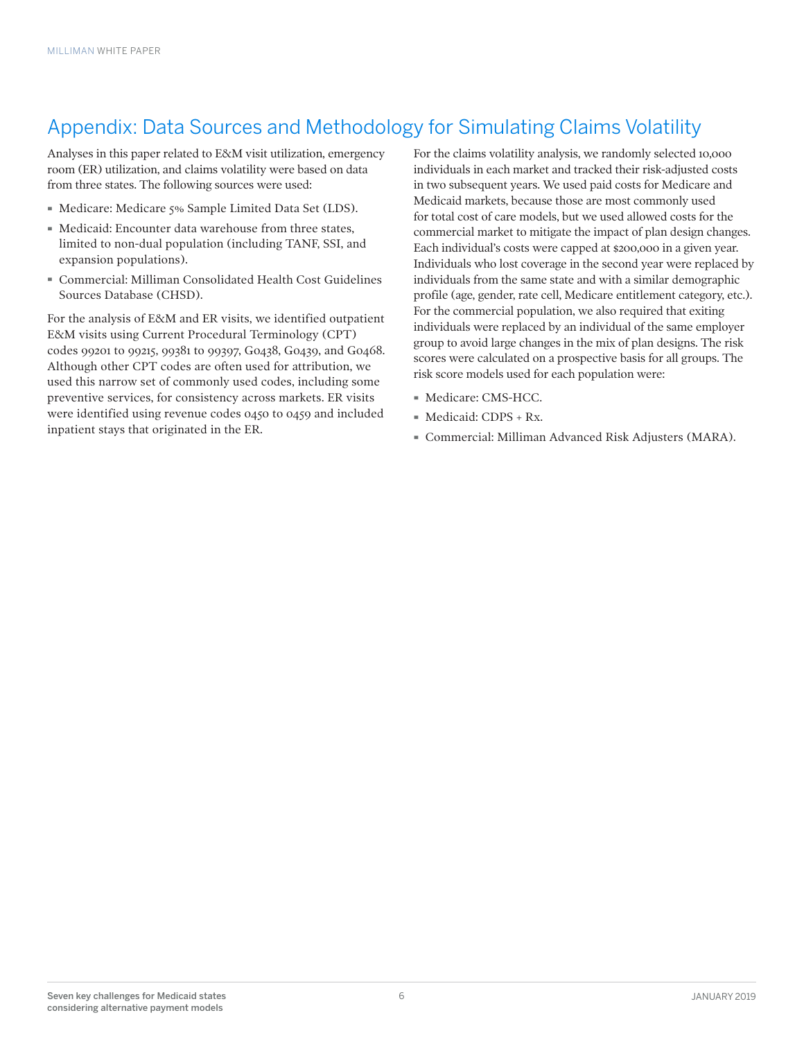## Appendix: Data Sources and Methodology for Simulating Claims Volatility

Analyses in this paper related to E&M visit utilization, emergency room (ER) utilization, and claims volatility were based on data from three states. The following sources were used:

- Medicare: Medicare 5% Sample Limited Data Set (LDS).
- Medicaid: Encounter data warehouse from three states, limited to non-dual population (including TANF, SSI, and expansion populations).
- Commercial: Milliman Consolidated Health Cost Guidelines Sources Database (CHSD).

For the analysis of E&M and ER visits, we identified outpatient E&M visits using Current Procedural Terminology (CPT) codes 99201 to 99215, 99381 to 99397, G0438, G0439, and G0468. Although other CPT codes are often used for attribution, we used this narrow set of commonly used codes, including some preventive services, for consistency across markets. ER visits were identified using revenue codes 0450 to 0459 and included inpatient stays that originated in the ER.

For the claims volatility analysis, we randomly selected 10,000 individuals in each market and tracked their risk-adjusted costs in two subsequent years. We used paid costs for Medicare and Medicaid markets, because those are most commonly used for total cost of care models, but we used allowed costs for the commercial market to mitigate the impact of plan design changes. Each individual's costs were capped at $200,000 in a given year. Individuals who lost coverage in the second year were replaced by individuals from the same state and with a similar demographic profile (age, gender, rate cell, Medicare entitlement category, etc.). For the commercial population, we also required that exiting individuals were replaced by an individual of the same employer group to avoid large changes in the mix of plan designs. The risk scores were calculated on a prospective basis for all groups. The risk score models used for each population were:

- Medicare: CMS-HCC.
- Medicaid: CDPS + Rx.
- Commercial: Milliman Advanced Risk Adjusters (MARA).